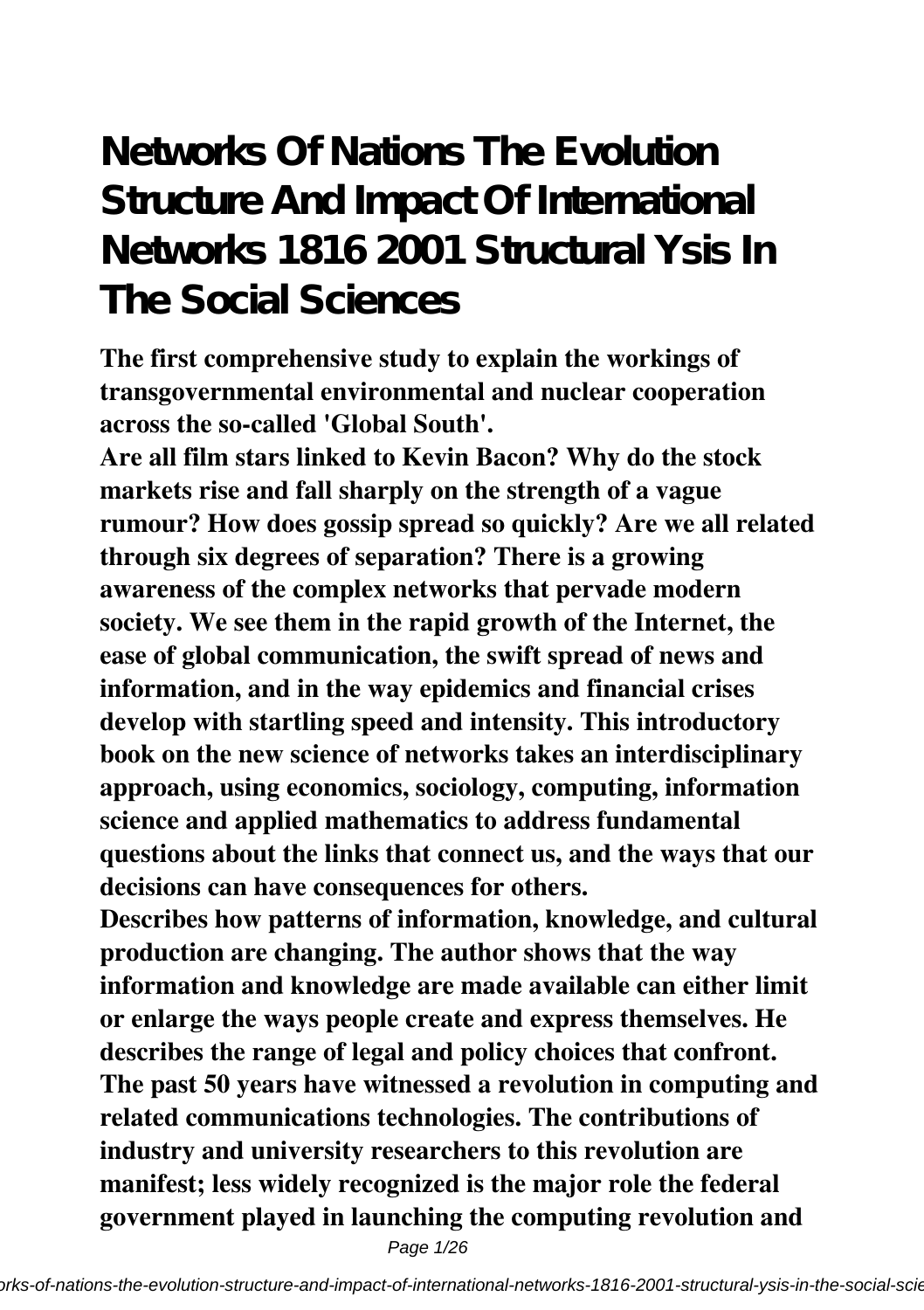# Networks Of Nations The Evolution Structure And Impact Of International Networks 1816 2001 Structural Ysis In The Social Sciences

**The first comprehensive study to explain the workings of transgovernmental environmental and nuclear cooperation across the so-called 'Global South'.**

**Are all film stars linked to Kevin Bacon? Why do the stock markets rise and fall sharply on the strength of a vague rumour? How does gossip spread so quickly? Are we all related through six degrees of separation? There is a growing awareness of the complex networks that pervade modern society. We see them in the rapid growth of the Internet, the ease of global communication, the swift spread of news and information, and in the way epidemics and financial crises develop with startling speed and intensity. This introductory book on the new science of networks takes an interdisciplinary approach, using economics, sociology, computing, information science and applied mathematics to address fundamental questions about the links that connect us, and the ways that our decisions can have consequences for others.**

**Describes how patterns of information, knowledge, and cultural production are changing. The author shows that the way information and knowledge are made available can either limit or enlarge the ways people create and express themselves. He describes the range of legal and policy choices that confront.**

**The past 50 years have witnessed a revolution in computing and related communications technologies. The contributions of industry and university researchers to this revolution are manifest; less widely recognized is the major role the federal government played in launching the computing revolution and**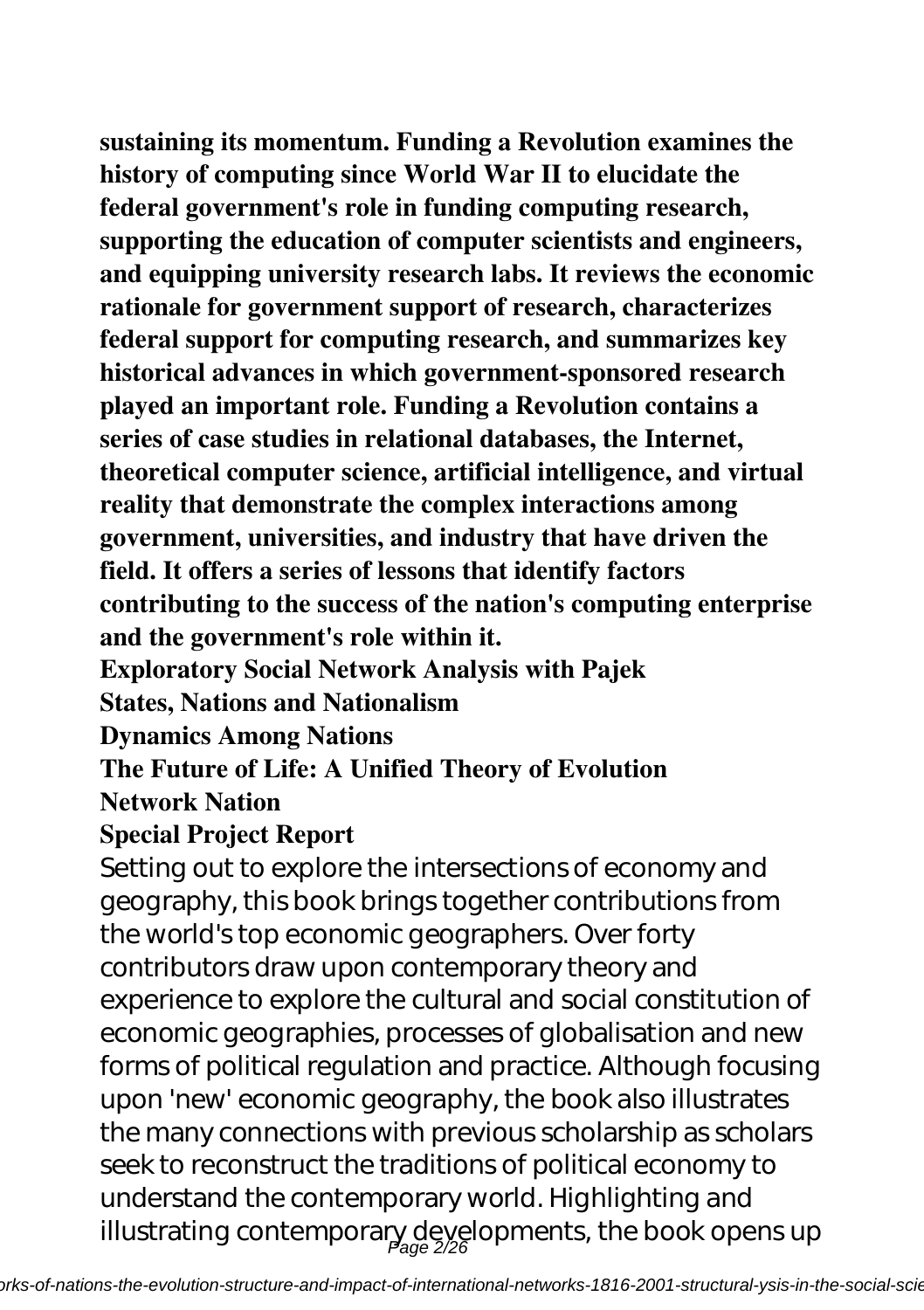**sustaining its momentum. Funding a Revolution examines the history of computing since World War II to elucidate the federal government's role in funding computing research, supporting the education of computer scientists and engineers, and equipping university research labs. It reviews the economic rationale for government support of research, characterizes federal support for computing research, and summarizes key historical advances in which government-sponsored research played an important role. Funding a Revolution contains a series of case studies in relational databases, the Internet, theoretical computer science, artificial intelligence, and virtual reality that demonstrate the complex interactions among government, universities, and industry that have driven the field. It offers a series of lessons that identify factors contributing to the success of the nation's computing enterprise and the government's role within it.**

**Exploratory Social Network Analysis with Pajek**

**States, Nations and Nationalism**

**Dynamics Among Nations**

**The Future of Life: A Unified Theory of Evolution**

**Network Nation**

**Special Project Report**

Setting out to explore the intersections of economy and geography, this book brings together contributions from the world's top economic geographers. Over forty contributors draw upon contemporary theory and experience to explore the cultural and social constitution of economic geographies, processes of globalisation and new forms of political regulation and practice. Although focusing upon 'new' economic geography, the book also illustrates the many connections with previous scholarship as scholars seek to reconstruct the traditions of political economy to understand the contemporary world. Highlighting and illustrating contemporary developments, the book opens up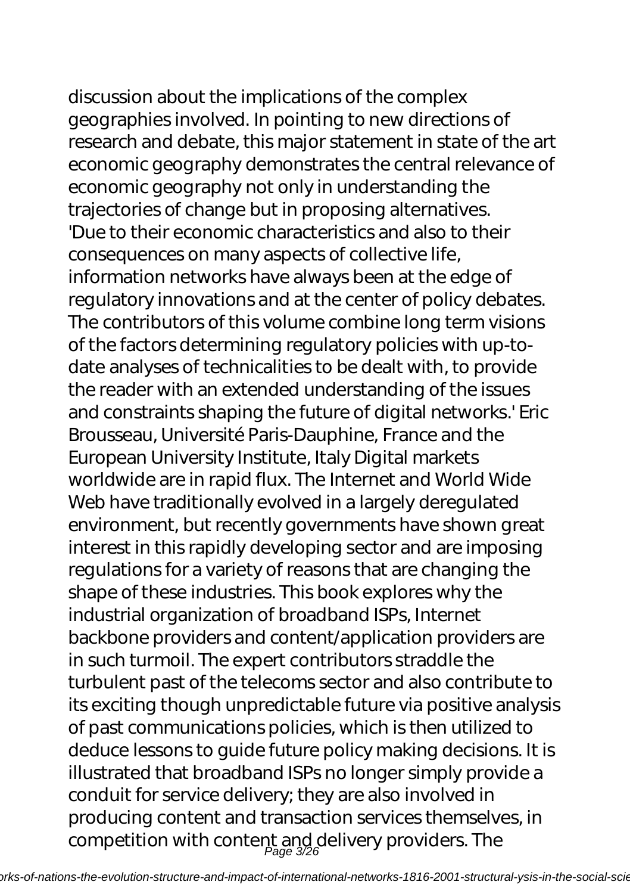discussion about the implications of the complex geographies involved. In pointing to new directions of research and debate, this major statement in state of the art economic geography demonstrates the central relevance of economic geography not only in understanding the trajectories of change but in proposing alternatives.

'Due to their economic characteristics and also to their consequences on many aspects of collective life, information networks have always been at the edge of regulatory innovations and at the center of policy debates. The contributors of this volume combine long term visions of the factors determining regulatory policies with up-to-date analyses of technicalities to be dealt with, to provide the reader with an extended understanding of the issues and constraints shaping the future of digital networks.' Eric Brousseau, Université Paris-Dauphine, France and the European University Institute, Italy Digital markets worldwide are in rapid flux. The Internet and World Wide Web have traditionally evolved in a largely deregulated environment, but recently governments have shown great interest in this rapidly developing sector and are imposing regulations for a variety of reasons that are changing the shape of these industries. This book explores why the industrial organization of broadband ISPs, Internet backbone providers and content/application providers are in such turmoil. The expert contributors straddle the turbulent past of the telecoms sector and also contribute to its exciting though unpredictable future via positive analysis of past communications policies, which is then utilized to deduce lessons to guide future policy making decisions. It is illustrated that broadband ISPs no longer simply provide a conduit for service delivery; they are also involved in producing content and transaction services themselves, in competition with content and delivery providers. The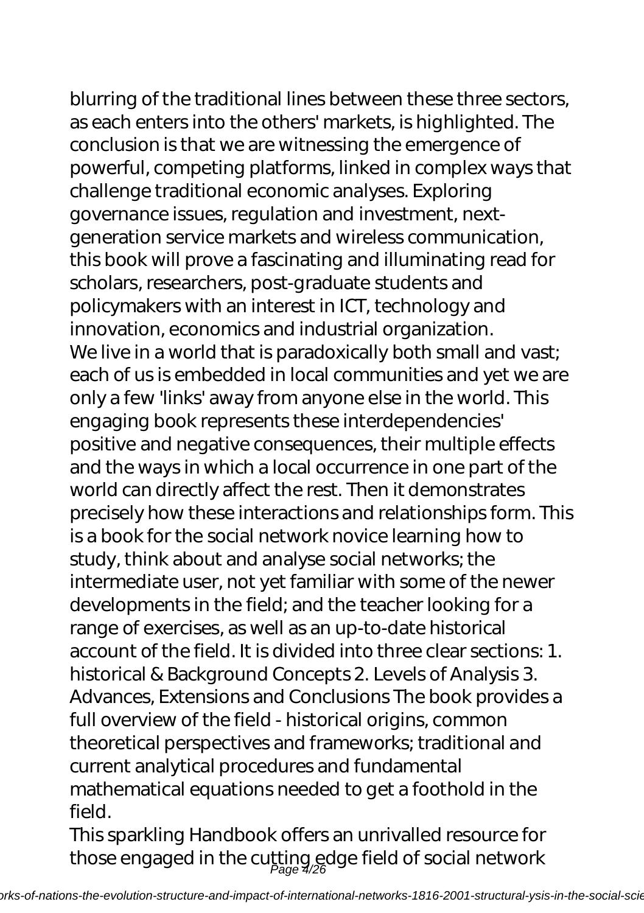blurring of the traditional lines between these three sectors, as each enters into the others' markets, is highlighted. The conclusion is that we are witnessing the emergence of powerful, competing platforms, linked in complex ways that challenge traditional economic analyses. Exploring governance issues, regulation and investment, next-generation service markets and wireless communication, this book will prove a fascinating and illuminating read for scholars, researchers, post-graduate students and policymakers with an interest in ICT, technology and innovation, economics and industrial organization.

We live in a world that is paradoxically both small and vast; each of us is embedded in local communities and yet we are only a few 'links' away from anyone else in the world. This engaging book represents these interdependencies' positive and negative consequences, their multiple effects and the ways in which a local occurrence in one part of the world can directly affect the rest. Then it demonstrates precisely how these interactions and relationships form. This is a book for the social network novice learning how to study, think about and analyse social networks; the intermediate user, not yet familiar with some of the newer developments in the field; and the teacher looking for a range of exercises, as well as an up-to-date historical account of the field. It is divided into three clear sections: 1. historical & Background Concepts 2. Levels of Analysis 3. Advances, Extensions and Conclusions The book provides a full overview of the field - historical origins, common theoretical perspectives and frameworks; traditional and current analytical procedures and fundamental mathematical equations needed to get a foothold in the field.

This sparkling Handbook offers an unrivalled resource for those engaged in the cutting edge field of social network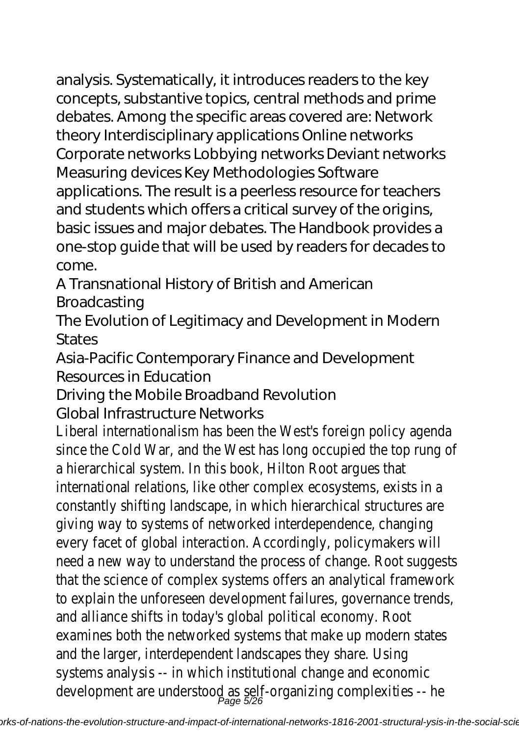analysis. Systematically, it introduces readers to the key concepts, substantive topics, central methods and prime debates. Among the specific areas covered are: Network theory Interdisciplinary applications Online networks Corporate networks Lobbying networks Deviant networks Measuring devices Key Methodologies Software applications. The result is a peerless resource for teachers and students which offers a critical survey of the origins, basic issues and major debates. The Handbook provides a one-stop guide that will be used by readers for decades to come.

## A Transnational History of British and American Broadcasting

## The Evolution of Legitimacy and Development in Modern States

## Asia-Pacific Contemporary Finance and Development

## Resources in Education

## Driving the Mobile Broadband Revolution

## Global Infrastructure Networks

Liberal internationalism has been the West's foreign policy agenda since the Cold War, and the West has long occupied the top rung of a hierarchical system. In this book, Hilton Root argues that international relations, like other complex ecosystems, exists in a constantly shifting landscape, in which hierarchical structures are giving way to systems of networked interdependence, changing every facet of global interaction. Accordingly, policymakers will need a new way to understand the process of change. Root suggests that the science of complex systems offers an analytical framework to explain the unforeseen development failures, governance trends, and alliance shifts in today's global political economy. Root examines both the networked systems that make up modern states and the larger, interdependent landscapes they share. Using systems analysis -- in which institutional change and economic development are understood as self-organizing complexities -- he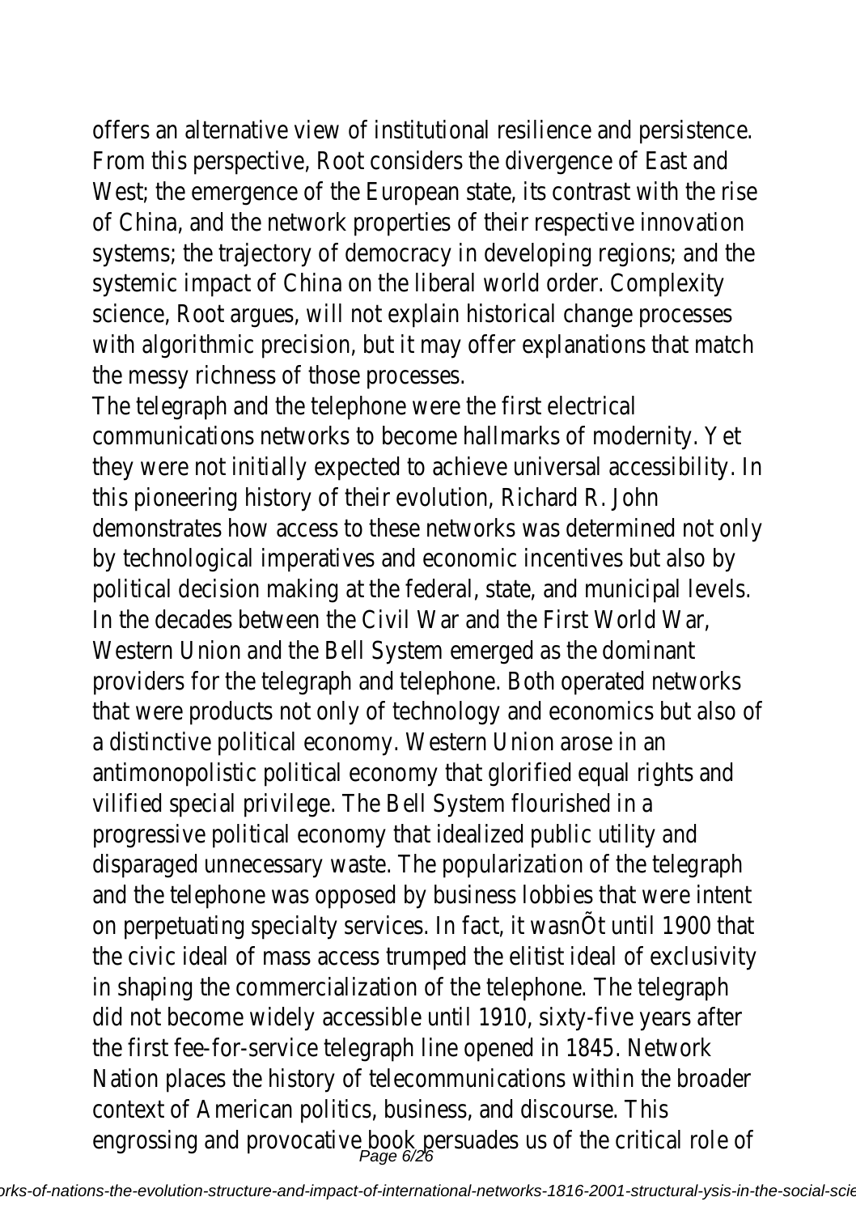offers an alternative view of institutional resilience and persistence. From this perspective, Root considers the divergence of East and West; the emergence of the European state, its contrast with the rise of China, and the network properties of their respective innovation systems; the trajectory of democracy in developing regions; and the systemic impact of China on the liberal world order. Complexity science, Root argues, will not explain historical change processes with algorithmic precision, but it may offer explanations that match the messy richness of those processes.

The telegraph and the telephone were the first electrical communications networks to become hallmarks of modernity. Yet they were not initially expected to achieve universal accessibility. In this pioneering history of their evolution, Richard R. John demonstrates how access to these networks was determined not only by technological imperatives and economic incentives but also by political decision making at the federal, state, and municipal levels. In the decades between the Civil War and the First World War, Western Union and the Bell System emerged as the dominant providers for the telegraph and telephone. Both operated networks that were products not only of technology and economics but also of a distinctive political economy. Western Union arose in an antimonopolistic political economy that glorified equal rights and vilified special privilege. The Bell System flourished in a progressive political economy that idealized public utility and disparaged unnecessary waste. The popularization of the telegraph and the telephone was opposed by business lobbies that were intent on perpetuating specialty services. In fact, it wasnÕt until 1900 that the civic ideal of mass access trumped the elitist ideal of exclusivity in shaping the commercialization of the telephone. The telegraph did not become widely accessible until 1910, sixty-five years after the first fee-for-service telegraph line opened in 1845. Network Nation places the history of telecommunications within the broader context of American politics, business, and discourse. This engrossing and provocative book persuades us of the critical role of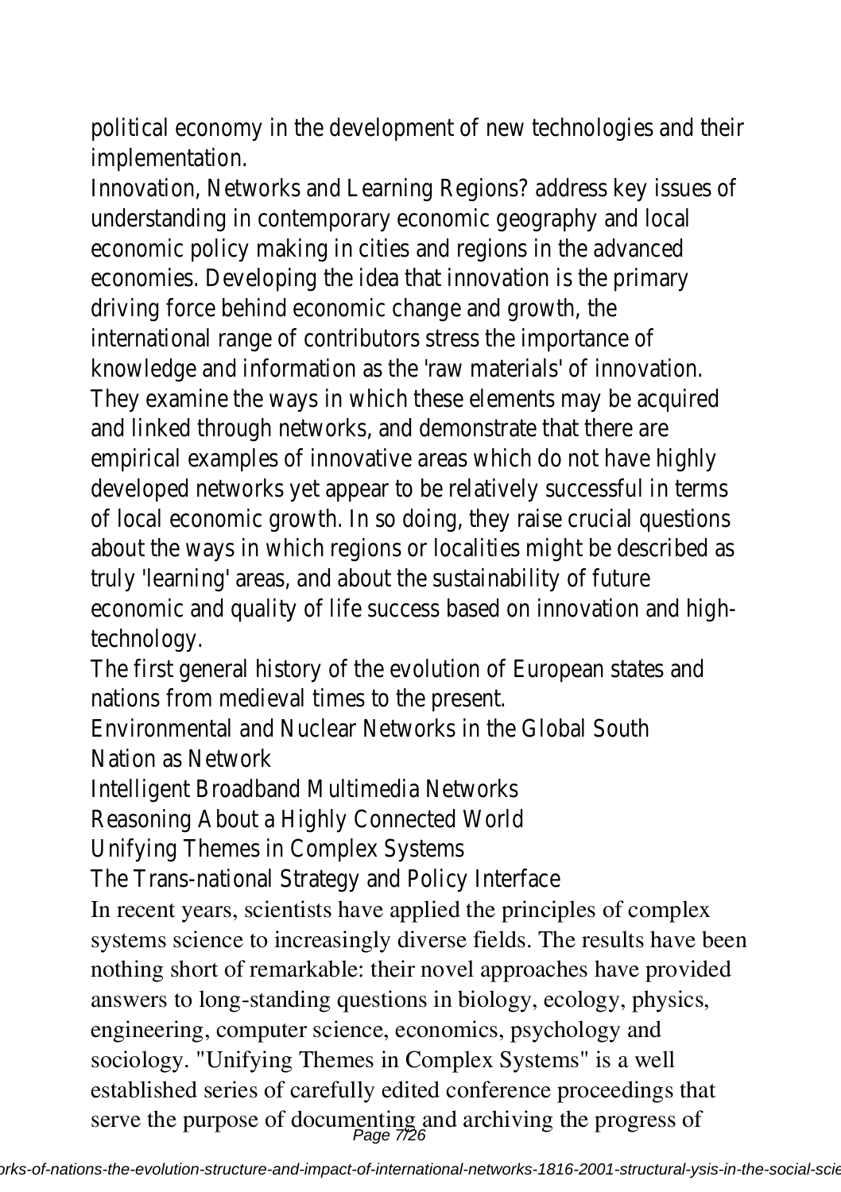political economy in the development of new technologies and their implementation.

Innovation, Networks and Learning Regions? address key issues of understanding in contemporary economic geography and local economic policy making in cities and regions in the advanced economies. Developing the idea that innovation is the primary driving force behind economic change and growth, the international range of contributors stress the importance of knowledge and information as the 'raw materials' of innovation. They examine the ways in which these elements may be acquired and linked through networks, and demonstrate that there are empirical examples of innovative areas which do not have highly developed networks yet appear to be relatively successful in terms of local economic growth. In so doing, they raise crucial questions about the ways in which regions or localities might be described as truly 'learning' areas, and about the sustainability of future economic and quality of life success based on innovation and high-technology.

The first general history of the evolution of European states and nations from medieval times to the present.

Environmental and Nuclear Networks in the Global South

Nation as Network

Intelligent Broadband Multimedia Networks

Reasoning About a Highly Connected World

Unifying Themes in Complex Systems

The Trans-national Strategy and Policy Interface

In recent years, scientists have applied the principles of complex systems science to increasingly diverse fields. The results have been nothing short of remarkable: their novel approaches have provided answers to long-standing questions in biology, ecology, physics, engineering, computer science, economics, psychology and sociology. "Unifying Themes in Complex Systems" is a well established series of carefully edited conference proceedings that serve the purpose of documenting and archiving the progress of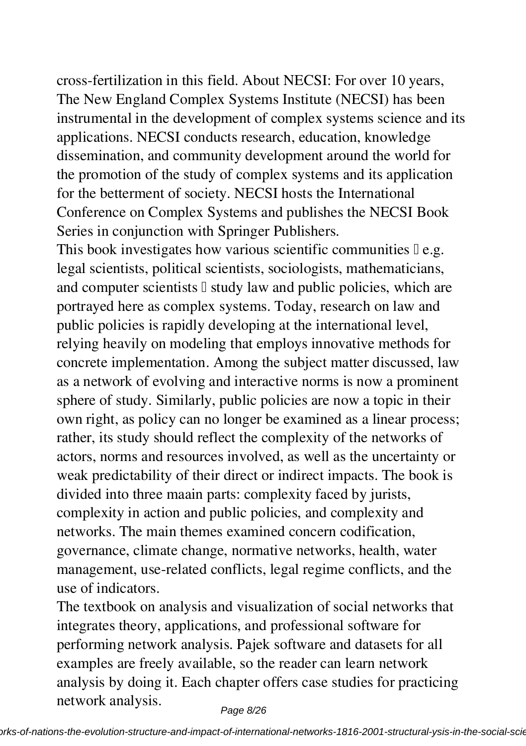cross-fertilization in this field. About NECSI: For over 10 years, The New England Complex Systems Institute (NECSI) has been instrumental in the development of complex systems science and its applications. NECSI conducts research, education, knowledge dissemination, and community development around the world for the promotion of the study of complex systems and its application for the betterment of society. NECSI hosts the International Conference on Complex Systems and publishes the NECSI Book Series in conjunction with Springer Publishers.

This book investigates how various scientific communities  e.g. legal scientists, political scientists, sociologists, mathematicians, and computer scientists  study law and public policies, which are portrayed here as complex systems. Today, research on law and public policies is rapidly developing at the international level, relying heavily on modeling that employs innovative methods for concrete implementation. Among the subject matter discussed, law as a network of evolving and interactive norms is now a prominent sphere of study. Similarly, public policies are now a topic in their own right, as policy can no longer be examined as a linear process; rather, its study should reflect the complexity of the networks of actors, norms and resources involved, as well as the uncertainty or weak predictability of their direct or indirect impacts. The book is divided into three maain parts: complexity faced by jurists, complexity in action and public policies, and complexity and networks. The main themes examined concern codification, governance, climate change, normative networks, health, water management, use-related conflicts, legal regime conflicts, and the use of indicators.

The textbook on analysis and visualization of social networks that integrates theory, applications, and professional software for performing network analysis. Pajek software and datasets for all examples are freely available, so the reader can learn network analysis by doing it. Each chapter offers case studies for practicing network analysis.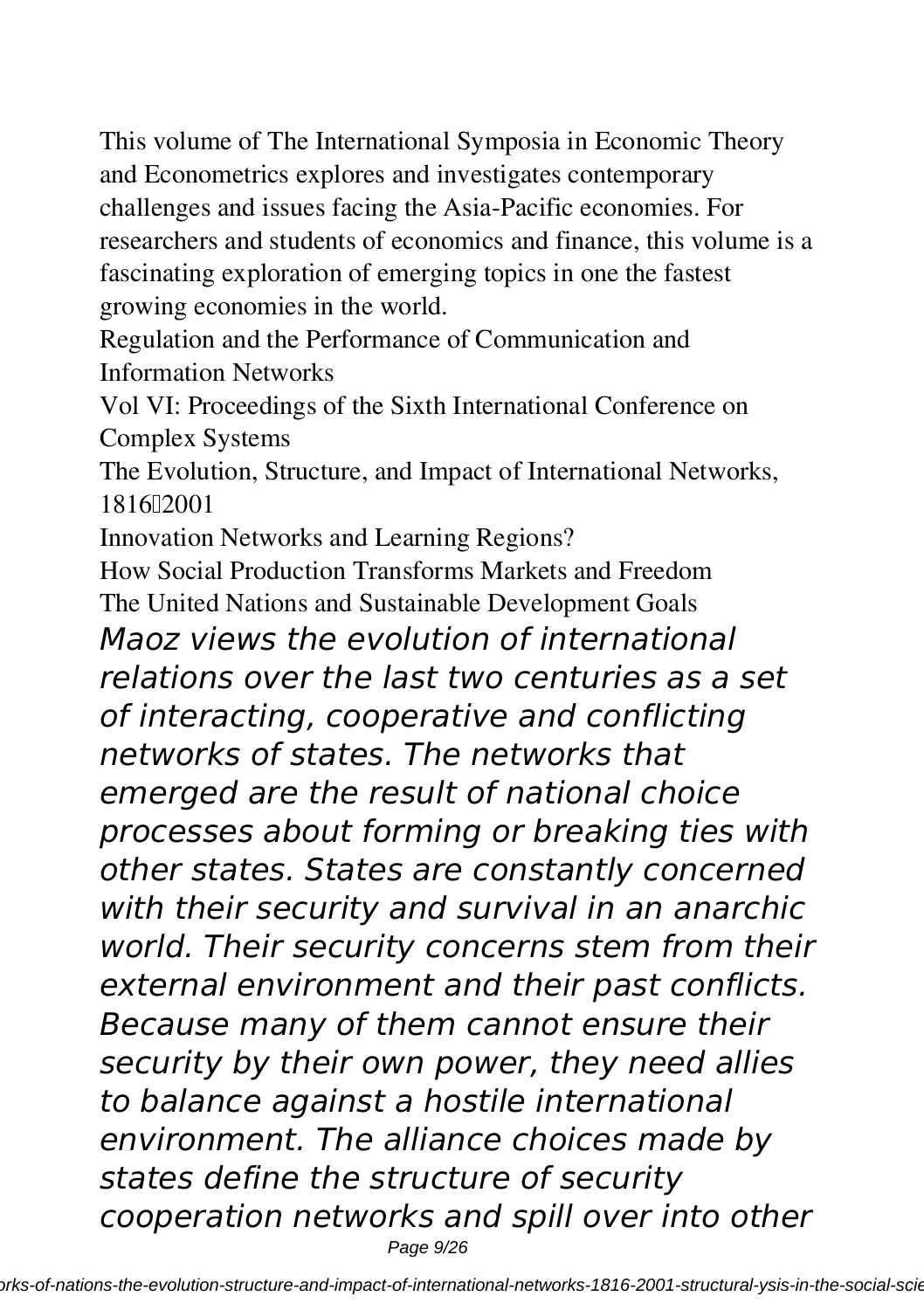This volume of The International Symposia in Economic Theory and Econometrics explores and investigates contemporary challenges and issues facing the Asia-Pacific economies. For researchers and students of economics and finance, this volume is a fascinating exploration of emerging topics in one the fastest growing economies in the world.

Regulation and the Performance of Communication and Information Networks

Vol VI: Proceedings of the Sixth International Conference on Complex Systems

The Evolution, Structure, and Impact of International Networks, 1816–2001

Innovation Networks and Learning Regions?

How Social Production Transforms Markets and Freedom

The United Nations and Sustainable Development Goals

*Maoz views the evolution of international relations over the last two centuries as a set of interacting, cooperative and conflicting networks of states. The networks that emerged are the result of national choice processes about forming or breaking ties with other states. States are constantly concerned with their security and survival in an anarchic world. Their security concerns stem from their external environment and their past conflicts. Because many of them cannot ensure their security by their own power, they need allies to balance against a hostile international environment. The alliance choices made by states define the structure of security cooperation networks and spill over into other*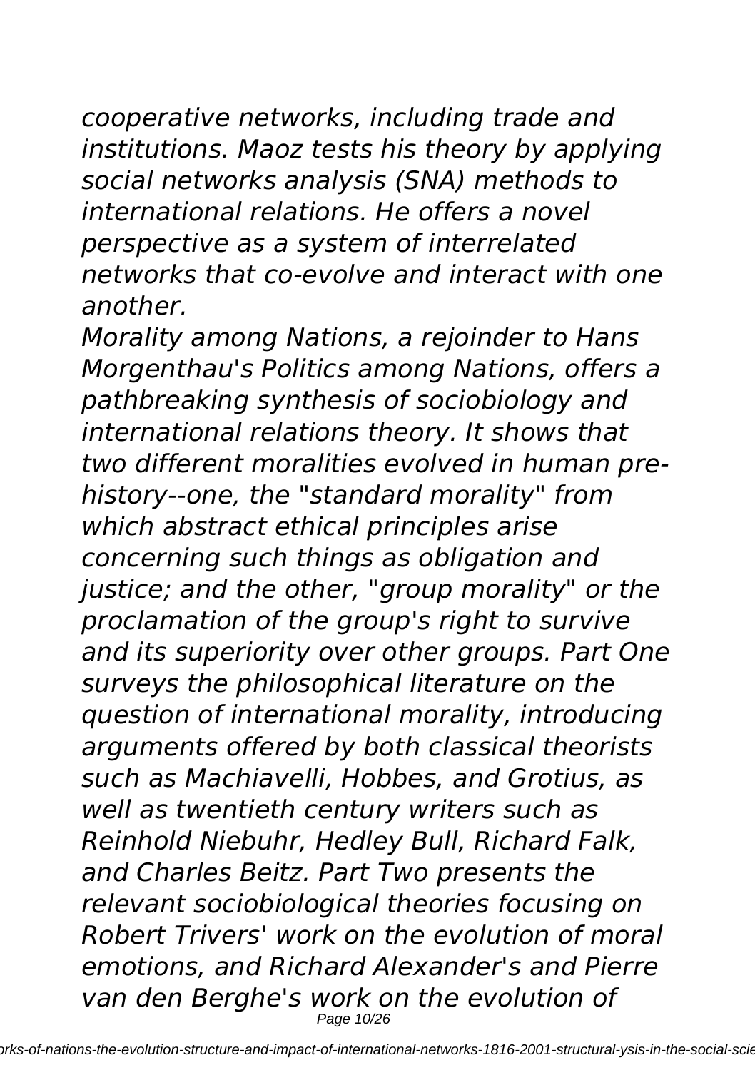*cooperative networks, including trade and institutions. Maoz tests his theory by applying social networks analysis (SNA) methods to international relations. He offers a novel perspective as a system of interrelated networks that co-evolve and interact with one another.*

*Morality among Nations, a rejoinder to Hans Morgenthau's Politics among Nations, offers a pathbreaking synthesis of sociobiology and international relations theory. It shows that two different moralities evolved in human pre-history--one, the "standard morality" from which abstract ethical principles arise concerning such things as obligation and justice; and the other, "group morality" or the proclamation of the group's right to survive and its superiority over other groups. Part One surveys the philosophical literature on the question of international morality, introducing arguments offered by both classical theorists such as Machiavelli, Hobbes, and Grotius, as well as twentieth century writers such as Reinhold Niebuhr, Hedley Bull, Richard Falk, and Charles Beitz. Part Two presents the relevant sociobiological theories focusing on Robert Trivers' work on the evolution of moral emotions, and Richard Alexander's and Pierre van den Berghe's work on the evolution of*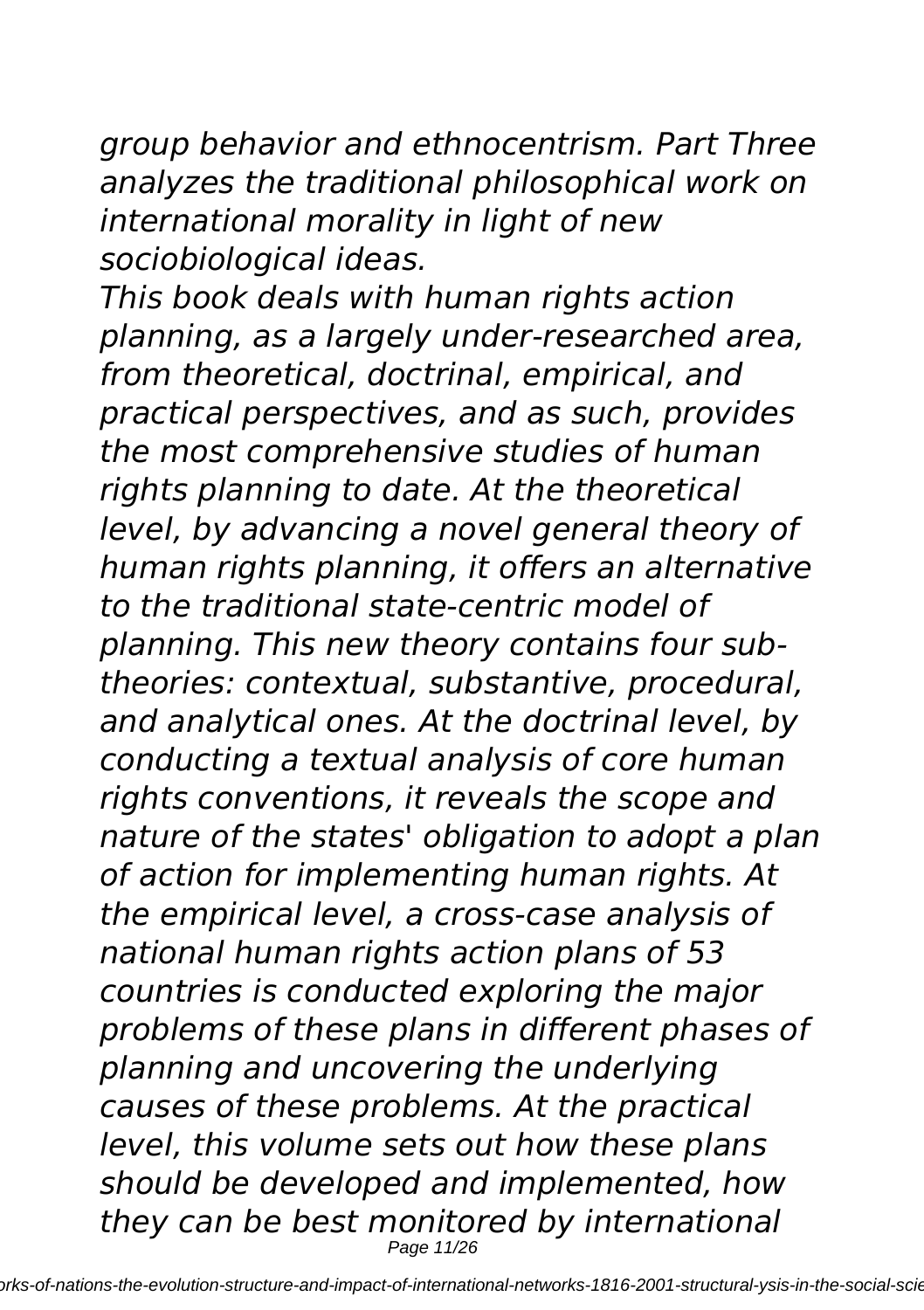*group behavior and ethnocentrism. Part Three analyzes the traditional philosophical work on international morality in light of new sociobiological ideas.*

*This book deals with human rights action planning, as a largely under-researched area, from theoretical, doctrinal, empirical, and practical perspectives, and as such, provides the most comprehensive studies of human rights planning to date. At the theoretical level, by advancing a novel general theory of human rights planning, it offers an alternative to the traditional state-centric model of planning. This new theory contains four sub-theories: contextual, substantive, procedural, and analytical ones. At the doctrinal level, by conducting a textual analysis of core human rights conventions, it reveals the scope and nature of the states' obligation to adopt a plan of action for implementing human rights. At the empirical level, a cross-case analysis of national human rights action plans of 53 countries is conducted exploring the major problems of these plans in different phases of planning and uncovering the underlying causes of these problems. At the practical level, this volume sets out how these plans should be developed and implemented, how they can be best monitored by international*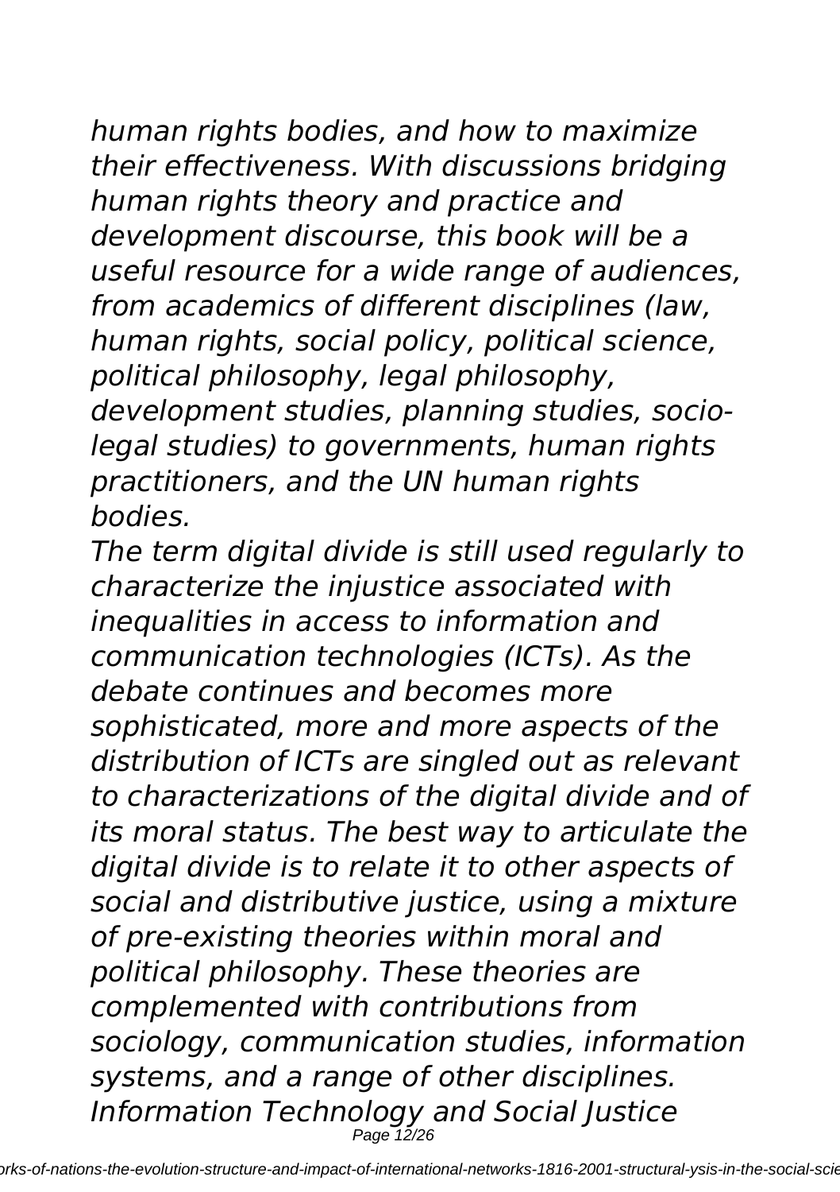*human rights bodies, and how to maximize their effectiveness. With discussions bridging human rights theory and practice and development discourse, this book will be a useful resource for a wide range of audiences, from academics of different disciplines (law, human rights, social policy, political science, political philosophy, legal philosophy, development studies, planning studies, socio-legal studies) to governments, human rights practitioners, and the UN human rights bodies.*

*The term digital divide is still used regularly to characterize the injustice associated with inequalities in access to information and communication technologies (ICTs). As the debate continues and becomes more sophisticated, more and more aspects of the distribution of ICTs are singled out as relevant to characterizations of the digital divide and of its moral status. The best way to articulate the digital divide is to relate it to other aspects of social and distributive justice, using a mixture of pre-existing theories within moral and political philosophy. These theories are complemented with contributions from sociology, communication studies, information systems, and a range of other disciplines.*

*Information Technology and Social Justice*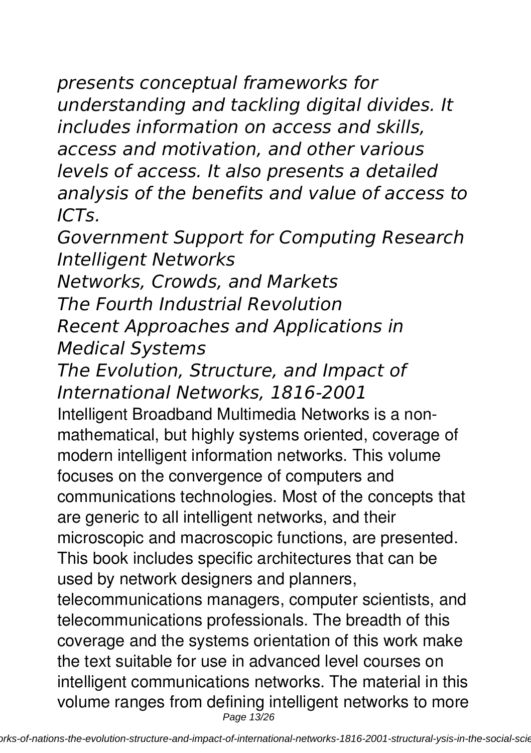*presents conceptual frameworks for understanding and tackling digital divides. It includes information on access and skills, access and motivation, and other various levels of access. It also presents a detailed analysis of the benefits and value of access to ICTs.*

*Government Support for Computing Research*
*Intelligent Networks*
*Networks, Crowds, and Markets*
*The Fourth Industrial Revolution*
*Recent Approaches and Applications in Medical Systems*
*The Evolution, Structure, and Impact of International Networks, 1816-2001*

Intelligent Broadband Multimedia Networks is a non-mathematical, but highly systems oriented, coverage of modern intelligent information networks. This volume focuses on the convergence of computers and communications technologies. Most of the concepts that are generic to all intelligent networks, and their microscopic and macroscopic functions, are presented. This book includes specific architectures that can be used by network designers and planners, telecommunications managers, computer scientists, and telecommunications professionals. The breadth of this coverage and the systems orientation of this work make the text suitable for use in advanced level courses on intelligent communications networks. The material in this volume ranges from defining intelligent networks to more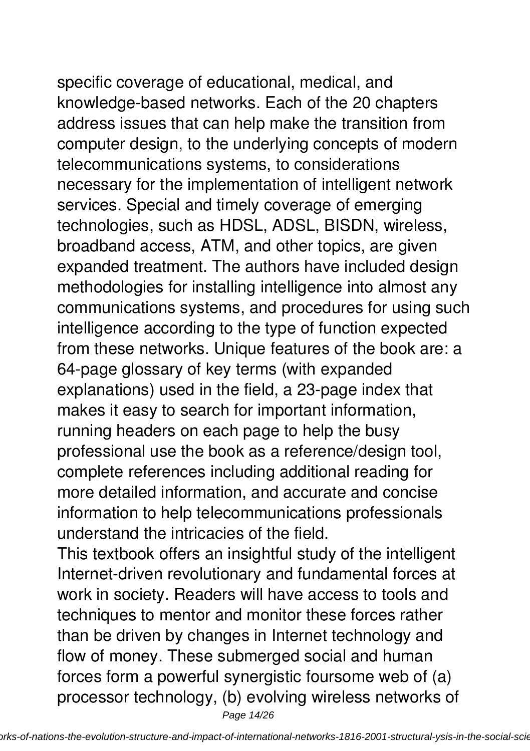specific coverage of educational, medical, and knowledge-based networks. Each of the 20 chapters address issues that can help make the transition from computer design, to the underlying concepts of modern telecommunications systems, to considerations necessary for the implementation of intelligent network services. Special and timely coverage of emerging technologies, such as HDSL, ADSL, BISDN, wireless, broadband access, ATM, and other topics, are given expanded treatment. The authors have included design methodologies for installing intelligence into almost any communications systems, and procedures for using such intelligence according to the type of function expected from these networks. Unique features of the book are: a 64-page glossary of key terms (with expanded explanations) used in the field, a 23-page index that makes it easy to search for important information, running headers on each page to help the busy professional use the book as a reference/design tool, complete references including additional reading for more detailed information, and accurate and concise information to help telecommunications professionals understand the intricacies of the field.

This textbook offers an insightful study of the intelligent Internet-driven revolutionary and fundamental forces at work in society. Readers will have access to tools and techniques to mentor and monitor these forces rather than be driven by changes in Internet technology and flow of money. These submerged social and human forces form a powerful synergistic foursome web of (a) processor technology, (b) evolving wireless networks of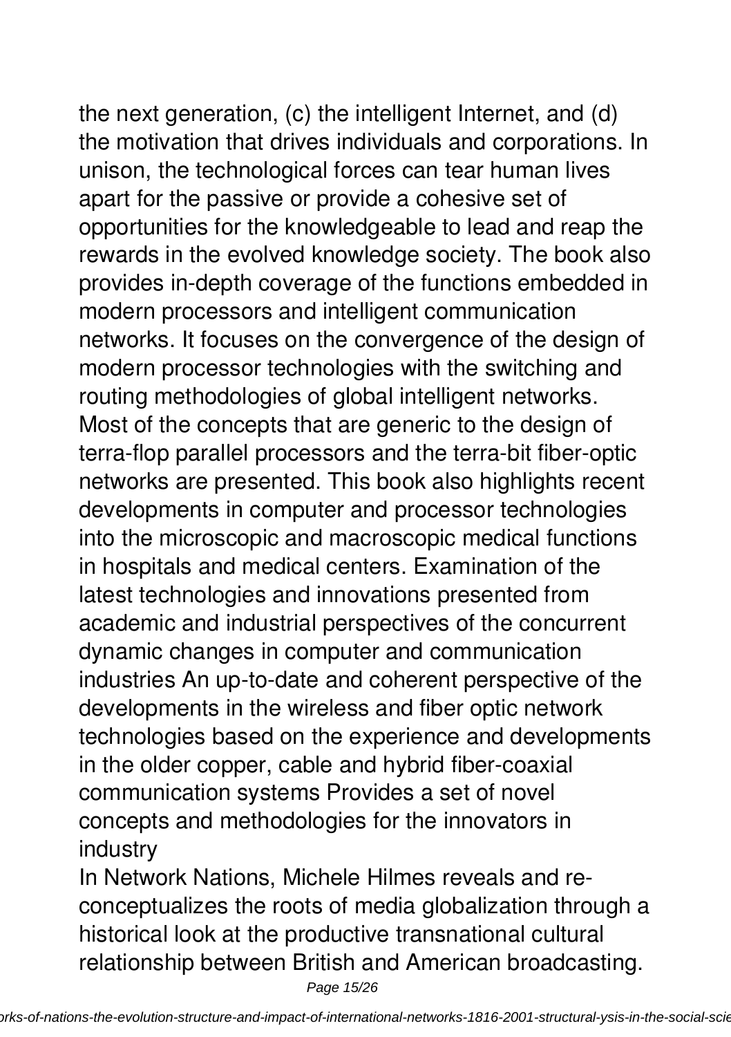the next generation, (c) the intelligent Internet, and (d) the motivation that drives individuals and corporations. In unison, the technological forces can tear human lives apart for the passive or provide a cohesive set of opportunities for the knowledgeable to lead and reap the rewards in the evolved knowledge society. The book also provides in-depth coverage of the functions embedded in modern processors and intelligent communication networks. It focuses on the convergence of the design of modern processor technologies with the switching and routing methodologies of global intelligent networks. Most of the concepts that are generic to the design of terra-flop parallel processors and the terra-bit fiber-optic networks are presented. This book also highlights recent developments in computer and processor technologies into the microscopic and macroscopic medical functions in hospitals and medical centers. Examination of the latest technologies and innovations presented from academic and industrial perspectives of the concurrent dynamic changes in computer and communication industries An up-to-date and coherent perspective of the developments in the wireless and fiber optic network technologies based on the experience and developments in the older copper, cable and hybrid fiber-coaxial communication systems Provides a set of novel concepts and methodologies for the innovators in industry

In Network Nations, Michele Hilmes reveals and re-conceptualizes the roots of media globalization through a historical look at the productive transnational cultural relationship between British and American broadcasting.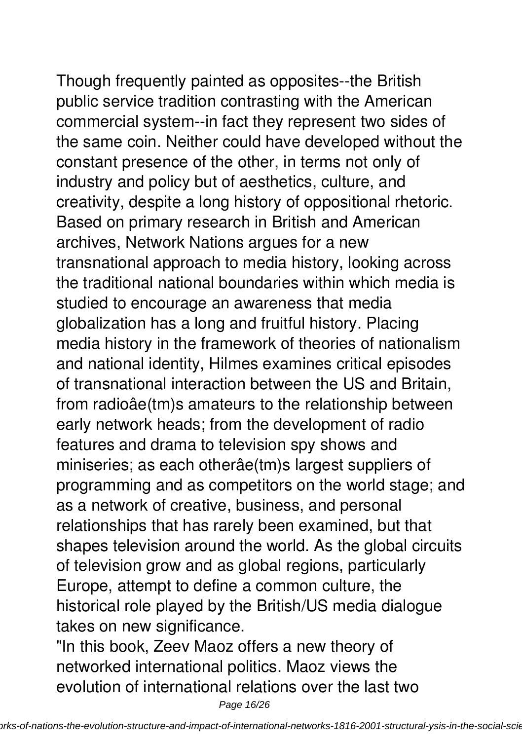Though frequently painted as opposites--the British public service tradition contrasting with the American commercial system--in fact they represent two sides of the same coin. Neither could have developed without the constant presence of the other, in terms not only of industry and policy but of aesthetics, culture, and creativity, despite a long history of oppositional rhetoric. Based on primary research in British and American archives, Network Nations argues for a new transnational approach to media history, looking across the traditional national boundaries within which media is studied to encourage an awareness that media globalization has a long and fruitful history. Placing media history in the framework of theories of nationalism and national identity, Hilmes examines critical episodes of transnational interaction between the US and Britain, from radioâe(tm)s amateurs to the relationship between early network heads; from the development of radio features and drama to television spy shows and miniseries; as each otherâe(tm)s largest suppliers of programming and as competitors on the world stage; and as a network of creative, business, and personal relationships that has rarely been examined, but that shapes television around the world. As the global circuits of television grow and as global regions, particularly Europe, attempt to define a common culture, the historical role played by the British/US media dialogue takes on new significance.

"In this book, Zeev Maoz offers a new theory of networked international politics. Maoz views the evolution of international relations over the last two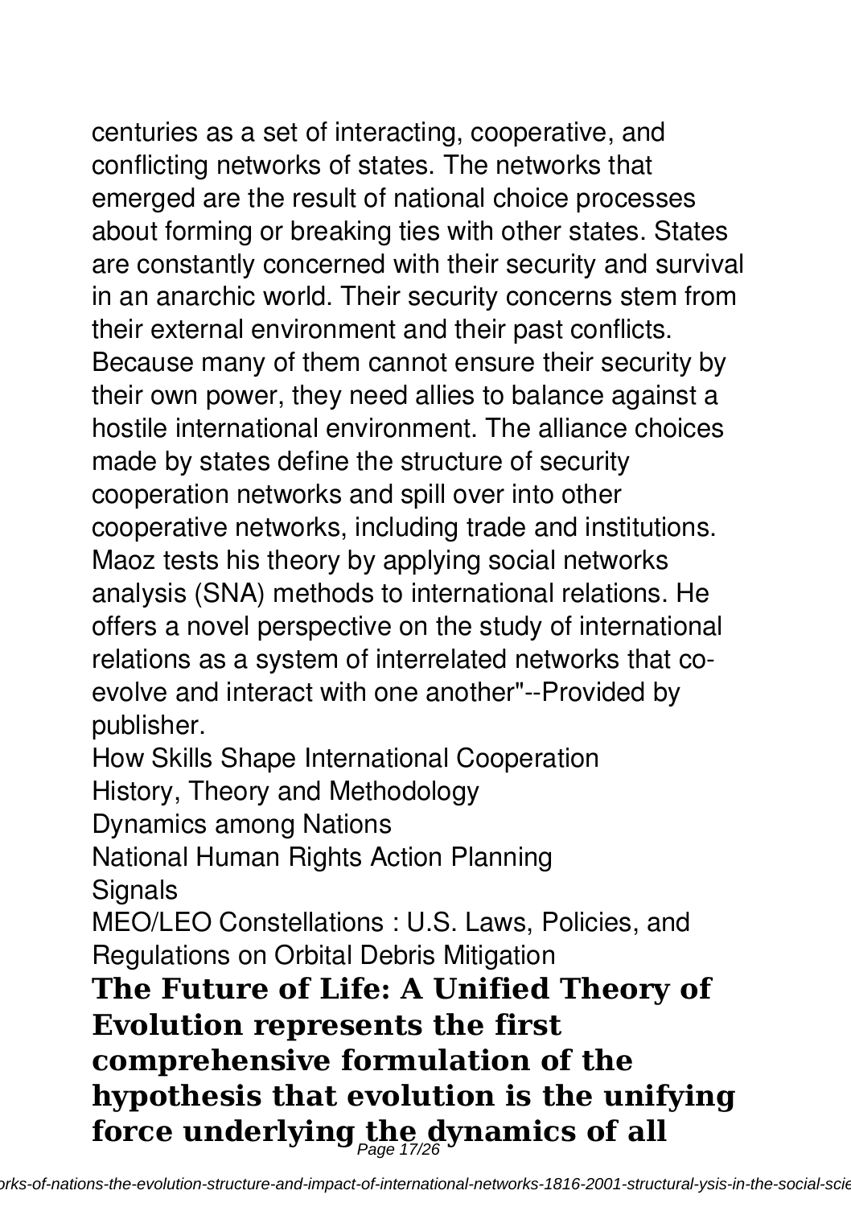centuries as a set of interacting, cooperative, and conflicting networks of states. The networks that emerged are the result of national choice processes about forming or breaking ties with other states. States are constantly concerned with their security and survival in an anarchic world. Their security concerns stem from their external environment and their past conflicts. Because many of them cannot ensure their security by their own power, they need allies to balance against a hostile international environment. The alliance choices made by states define the structure of security cooperation networks and spill over into other cooperative networks, including trade and institutions. Maoz tests his theory by applying social networks analysis (SNA) methods to international relations. He offers a novel perspective on the study of international relations as a system of interrelated networks that co-evolve and interact with one another"--Provided by publisher.

How Skills Shape International Cooperation

History, Theory and Methodology

Dynamics among Nations

National Human Rights Action Planning

Signals

MEO/LEO Constellations : U.S. Laws, Policies, and Regulations on Orbital Debris Mitigation

**The Future of Life: A Unified Theory of Evolution represents the first comprehensive formulation of the hypothesis that evolution is the unifying force underlying the dynamics of all**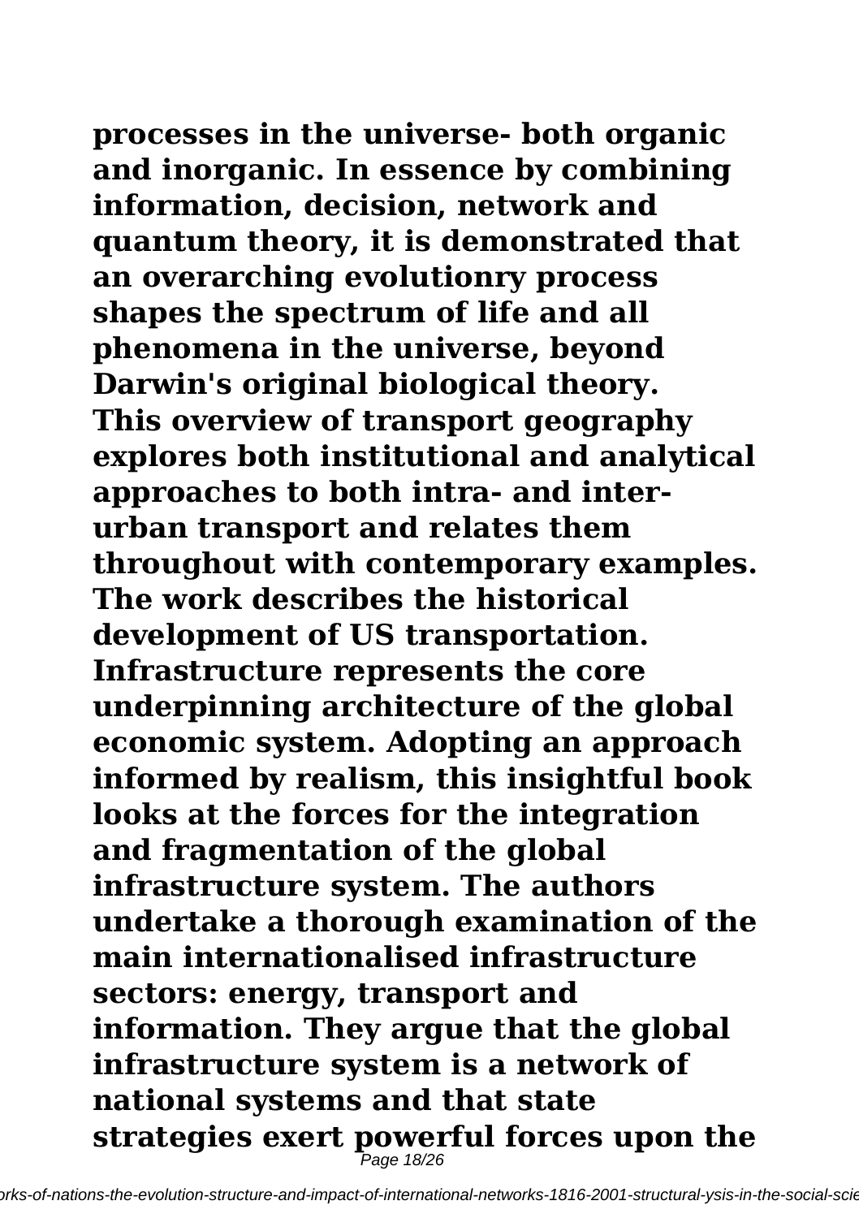**processes in the universe- both organic and inorganic. In essence by combining information, decision, network and quantum theory, it is demonstrated that an overarching evolutionry process shapes the spectrum of life and all phenomena in the universe, beyond Darwin's original biological theory. This overview of transport geography explores both institutional and analytical approaches to both intra- and inter-urban transport and relates them throughout with contemporary examples. The work describes the historical development of US transportation. Infrastructure represents the core underpinning architecture of the global economic system. Adopting an approach informed by realism, this insightful book looks at the forces for the integration and fragmentation of the global infrastructure system. The authors undertake a thorough examination of the main internationalised infrastructure sectors: energy, transport and information. They argue that the global infrastructure system is a network of national systems and that state strategies exert powerful forces upon the**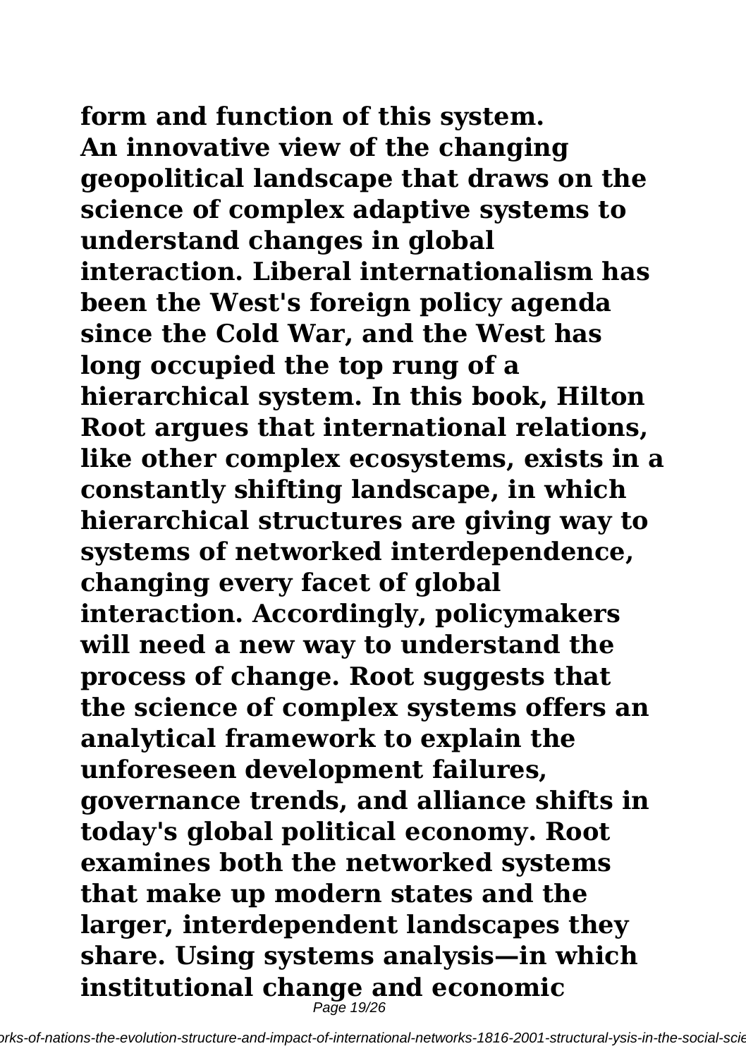**form and function of this system. An innovative view of the changing geopolitical landscape that draws on the science of complex adaptive systems to understand changes in global interaction. Liberal internationalism has been the West's foreign policy agenda since the Cold War, and the West has long occupied the top rung of a hierarchical system. In this book, Hilton Root argues that international relations, like other complex ecosystems, exists in a constantly shifting landscape, in which hierarchical structures are giving way to systems of networked interdependence, changing every facet of global interaction. Accordingly, policymakers will need a new way to understand the process of change. Root suggests that the science of complex systems offers an analytical framework to explain the unforeseen development failures, governance trends, and alliance shifts in today's global political economy. Root examines both the networked systems that make up modern states and the larger, interdependent landscapes they share. Using systems analysis—in which institutional change and economic**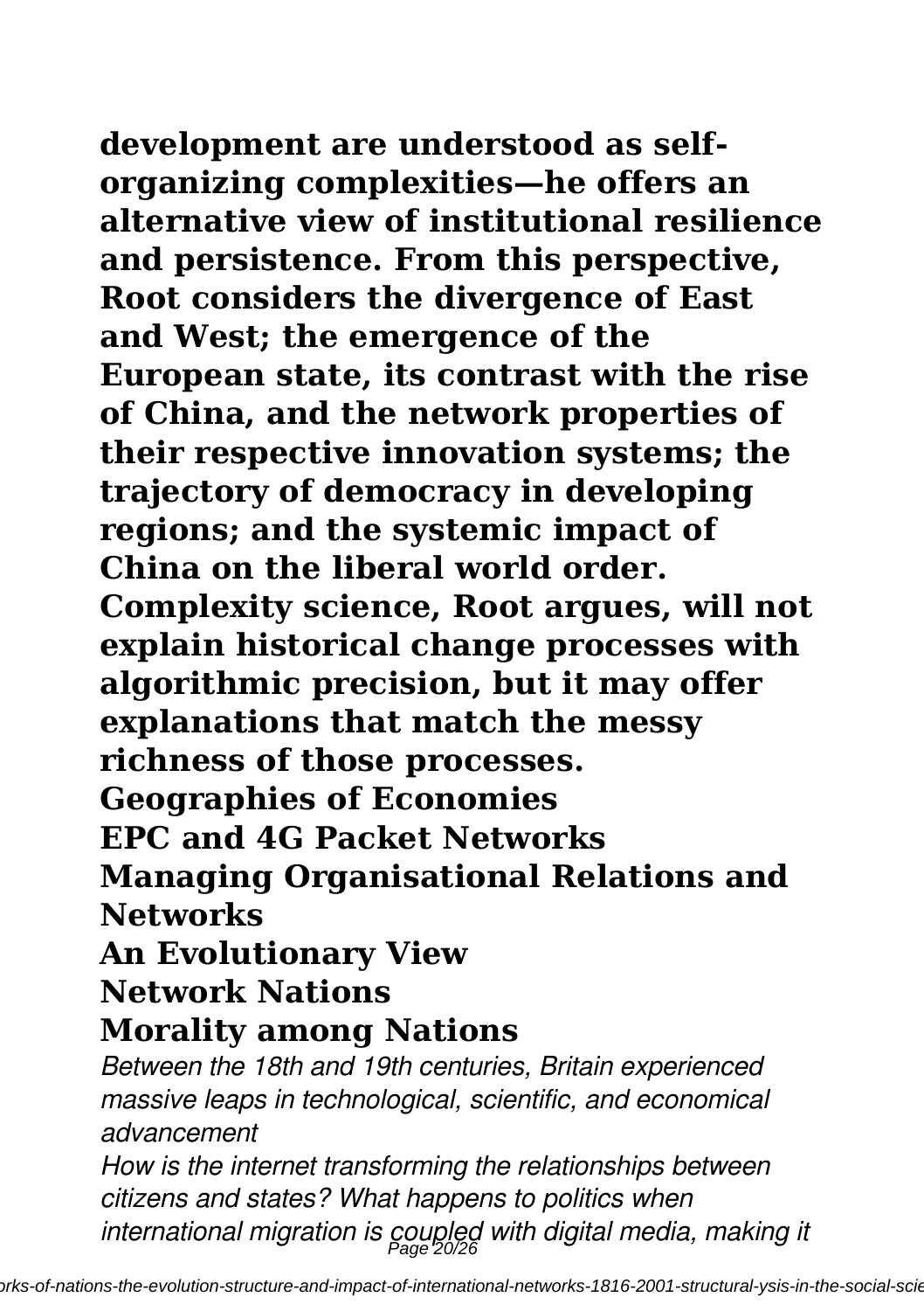**development are understood as self-organizing complexities—he offers an alternative view of institutional resilience and persistence. From this perspective, Root considers the divergence of East and West; the emergence of the European state, its contrast with the rise of China, and the network properties of their respective innovation systems; the trajectory of democracy in developing regions; and the systemic impact of China on the liberal world order. Complexity science, Root argues, will not explain historical change processes with algorithmic precision, but it may offer explanations that match the messy richness of those processes.**

**Geographies of Economies**

**EPC and 4G Packet Networks**

**Managing Organisational Relations and Networks**

**An Evolutionary View**

**Network Nations**

**Morality among Nations**

*Between the 18th and 19th centuries, Britain experienced massive leaps in technological, scientific, and economical advancement*

*How is the internet transforming the relationships between citizens and states? What happens to politics when international migration is coupled with digital media, making it*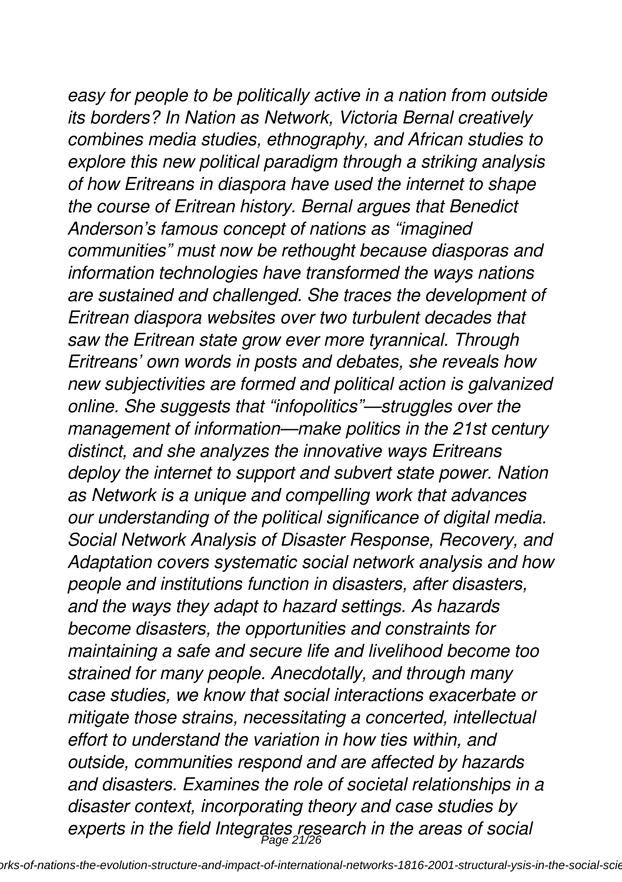*easy for people to be politically active in a nation from outside its borders? In Nation as Network, Victoria Bernal creatively combines media studies, ethnography, and African studies to explore this new political paradigm through a striking analysis of how Eritreans in diaspora have used the internet to shape the course of Eritrean history. Bernal argues that Benedict Anderson's famous concept of nations as "imagined communities" must now be rethought because diasporas and information technologies have transformed the ways nations are sustained and challenged. She traces the development of Eritrean diaspora websites over two turbulent decades that saw the Eritrean state grow ever more tyrannical. Through Eritreans' own words in posts and debates, she reveals how new subjectivities are formed and political action is galvanized online. She suggests that "infopolitics"—struggles over the management of information—make politics in the 21st century distinct, and she analyzes the innovative ways Eritreans deploy the internet to support and subvert state power. Nation as Network is a unique and compelling work that advances our understanding of the political significance of digital media. Social Network Analysis of Disaster Response, Recovery, and Adaptation covers systematic social network analysis and how people and institutions function in disasters, after disasters, and the ways they adapt to hazard settings. As hazards become disasters, the opportunities and constraints for maintaining a safe and secure life and livelihood become too strained for many people. Anecdotally, and through many case studies, we know that social interactions exacerbate or mitigate those strains, necessitating a concerted, intellectual effort to understand the variation in how ties within, and outside, communities respond and are affected by hazards and disasters. Examines the role of societal relationships in a disaster context, incorporating theory and case studies by experts in the field Integrates research in the areas of social*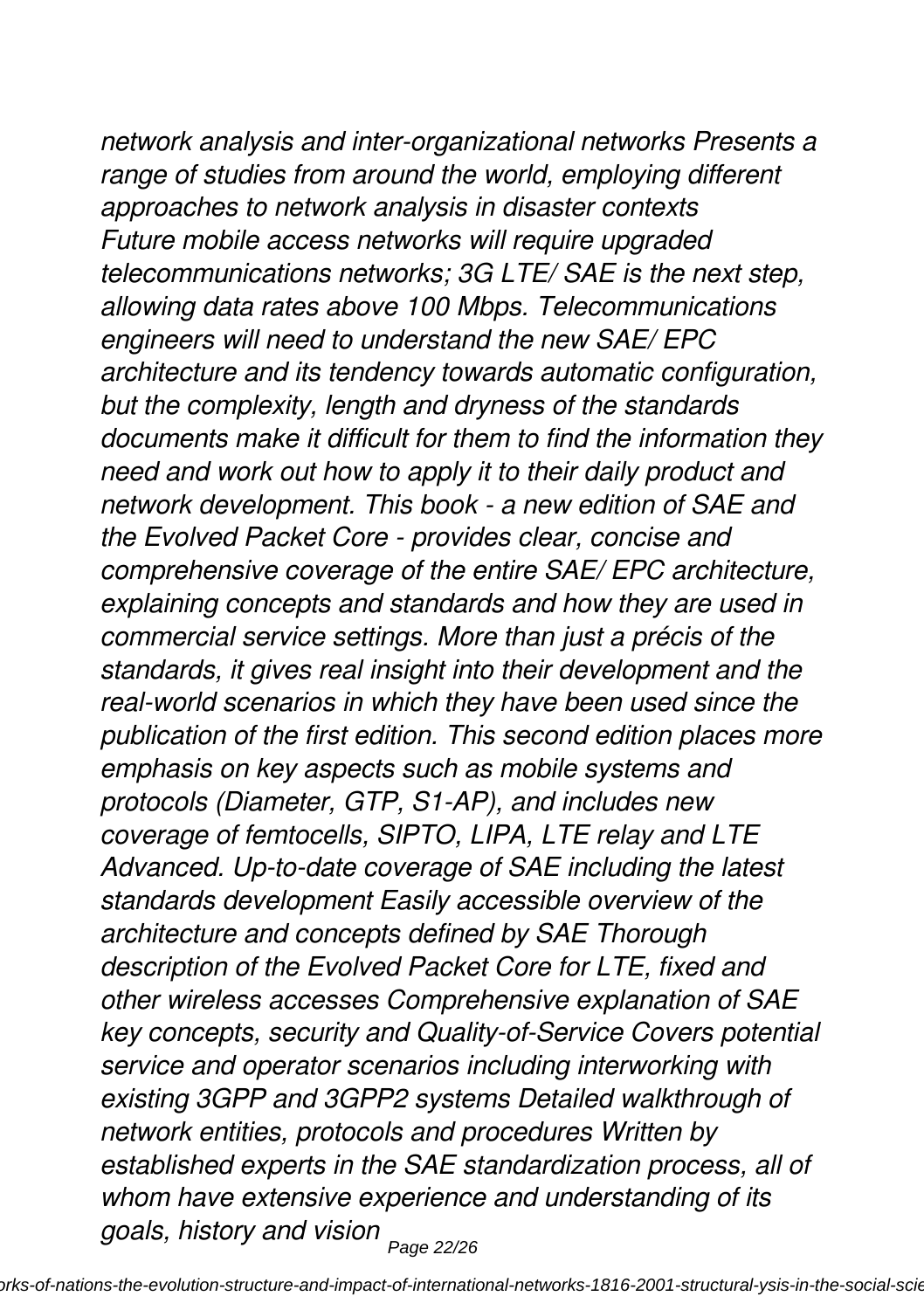*network analysis and inter-organizational networks Presents a range of studies from around the world, employing different approaches to network analysis in disaster contexts*

*Future mobile access networks will require upgraded telecommunications networks; 3G LTE/ SAE is the next step, allowing data rates above 100 Mbps. Telecommunications engineers will need to understand the new SAE/ EPC architecture and its tendency towards automatic configuration, but the complexity, length and dryness of the standards documents make it difficult for them to find the information they need and work out how to apply it to their daily product and network development. This book - a new edition of SAE and the Evolved Packet Core - provides clear, concise and comprehensive coverage of the entire SAE/ EPC architecture, explaining concepts and standards and how they are used in commercial service settings. More than just a précis of the standards, it gives real insight into their development and the real-world scenarios in which they have been used since the publication of the first edition. This second edition places more emphasis on key aspects such as mobile systems and protocols (Diameter, GTP, S1-AP), and includes new coverage of femtocells, SIPTO, LIPA, LTE relay and LTE Advanced. Up-to-date coverage of SAE including the latest standards development Easily accessible overview of the architecture and concepts defined by SAE Thorough description of the Evolved Packet Core for LTE, fixed and other wireless accesses Comprehensive explanation of SAE key concepts, security and Quality-of-Service Covers potential service and operator scenarios including interworking with existing 3GPP and 3GPP2 systems Detailed walkthrough of network entities, protocols and procedures Written by established experts in the SAE standardization process, all of whom have extensive experience and understanding of its goals, history and vision*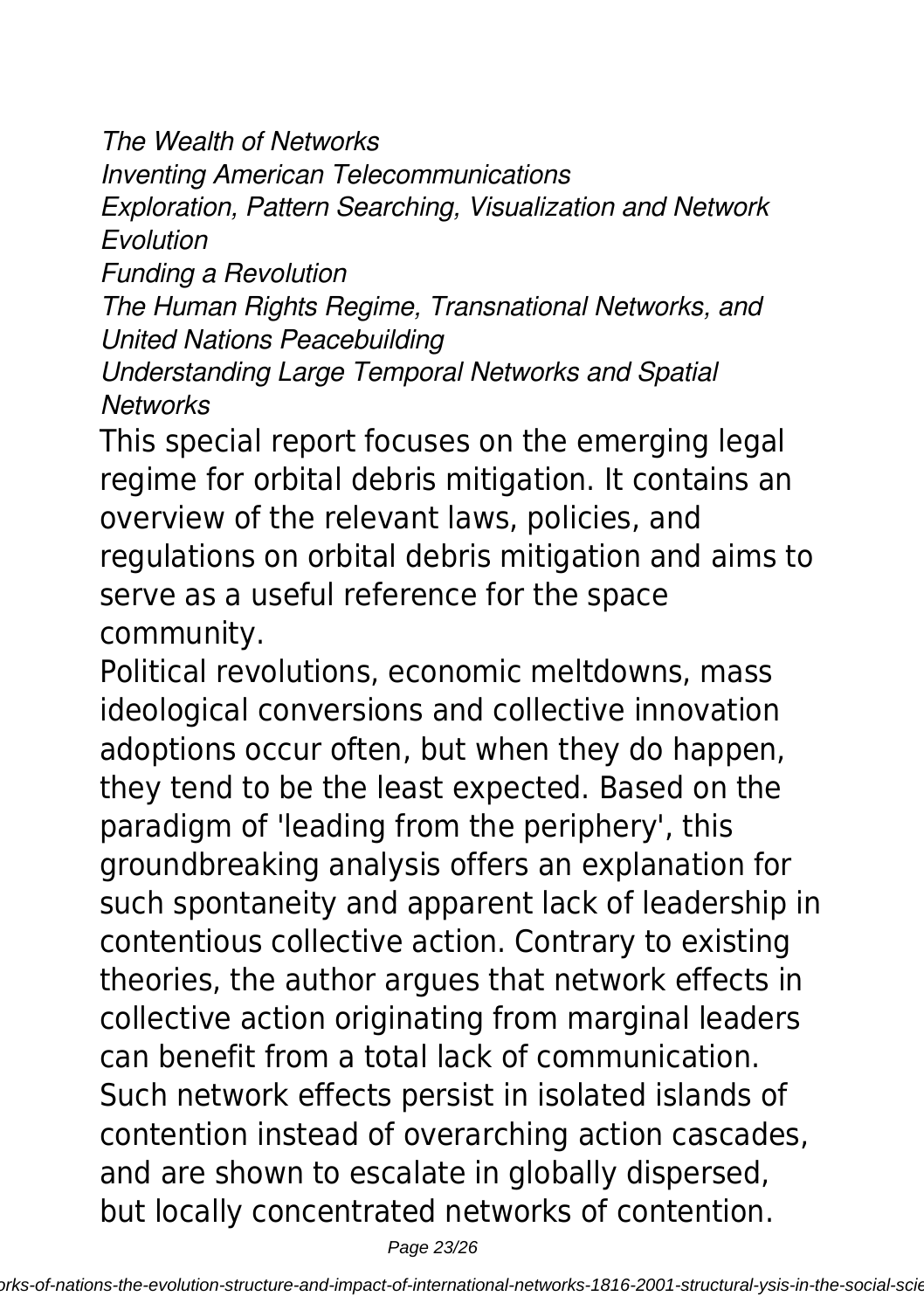*The Wealth of Networks*

*Inventing American Telecommunications*

*Exploration, Pattern Searching, Visualization and Network Evolution*

*Funding a Revolution*

*The Human Rights Regime, Transnational Networks, and United Nations Peacebuilding*

*Understanding Large Temporal Networks and Spatial Networks*

This special report focuses on the emerging legal regime for orbital debris mitigation. It contains an overview of the relevant laws, policies, and regulations on orbital debris mitigation and aims to serve as a useful reference for the space community.

Political revolutions, economic meltdowns, mass ideological conversions and collective innovation adoptions occur often, but when they do happen, they tend to be the least expected. Based on the paradigm of 'leading from the periphery', this groundbreaking analysis offers an explanation for such spontaneity and apparent lack of leadership in contentious collective action. Contrary to existing theories, the author argues that network effects in collective action originating from marginal leaders can benefit from a total lack of communication. Such network effects persist in isolated islands of contention instead of overarching action cascades, and are shown to escalate in globally dispersed, but locally concentrated networks of contention.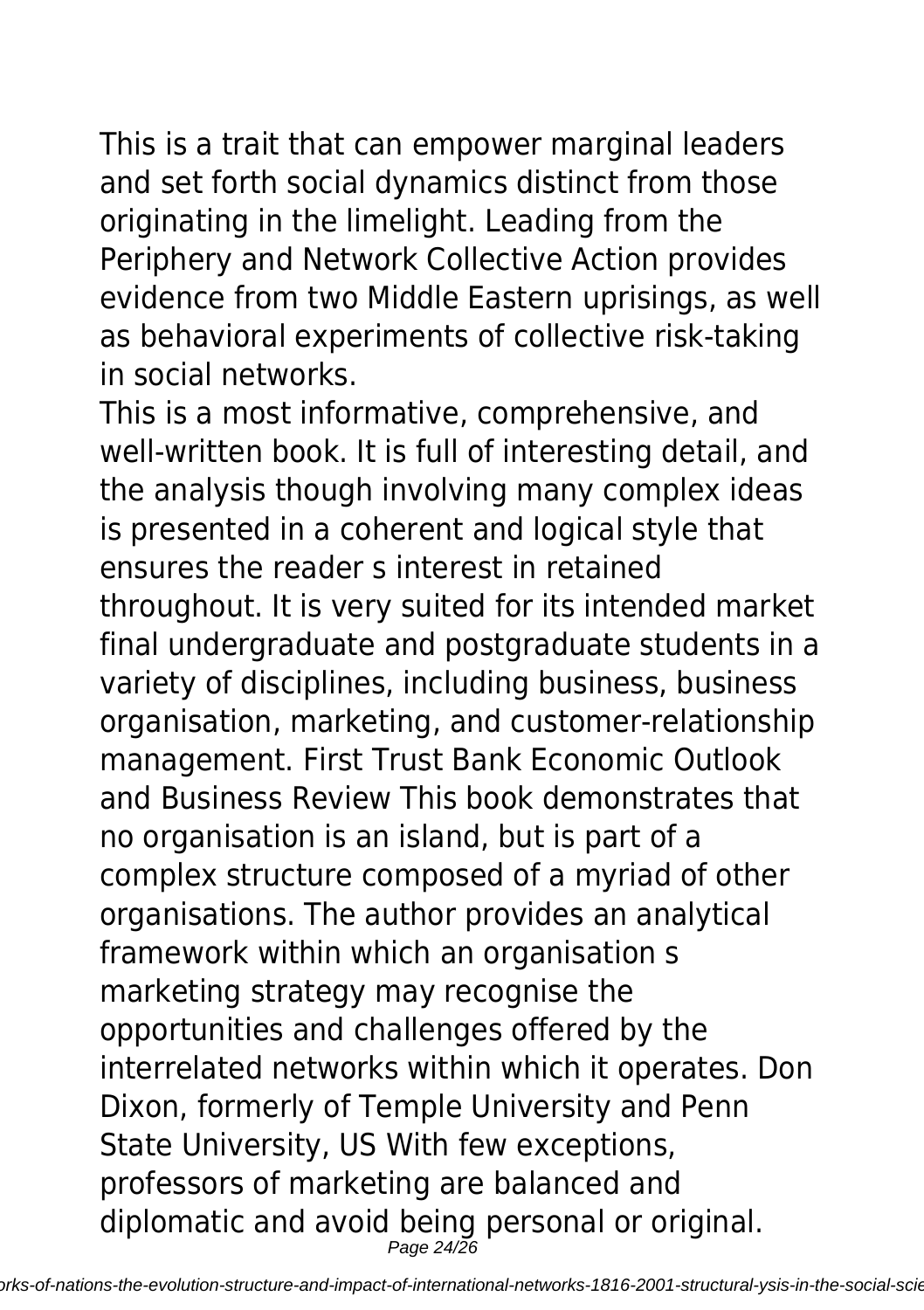This is a trait that can empower marginal leaders and set forth social dynamics distinct from those originating in the limelight. Leading from the Periphery and Network Collective Action provides evidence from two Middle Eastern uprisings, as well as behavioral experiments of collective risk-taking in social networks.

This is a most informative, comprehensive, and well-written book. It is full of interesting detail, and the analysis though involving many complex ideas is presented in a coherent and logical style that ensures the reader s interest in retained throughout. It is very suited for its intended market final undergraduate and postgraduate students in a variety of disciplines, including business, business organisation, marketing, and customer-relationship management. First Trust Bank Economic Outlook and Business Review This book demonstrates that no organisation is an island, but is part of a complex structure composed of a myriad of other organisations. The author provides an analytical framework within which an organisation s marketing strategy may recognise the opportunities and challenges offered by the interrelated networks within which it operates. Don Dixon, formerly of Temple University and Penn State University, US With few exceptions, professors of marketing are balanced and diplomatic and avoid being personal or original.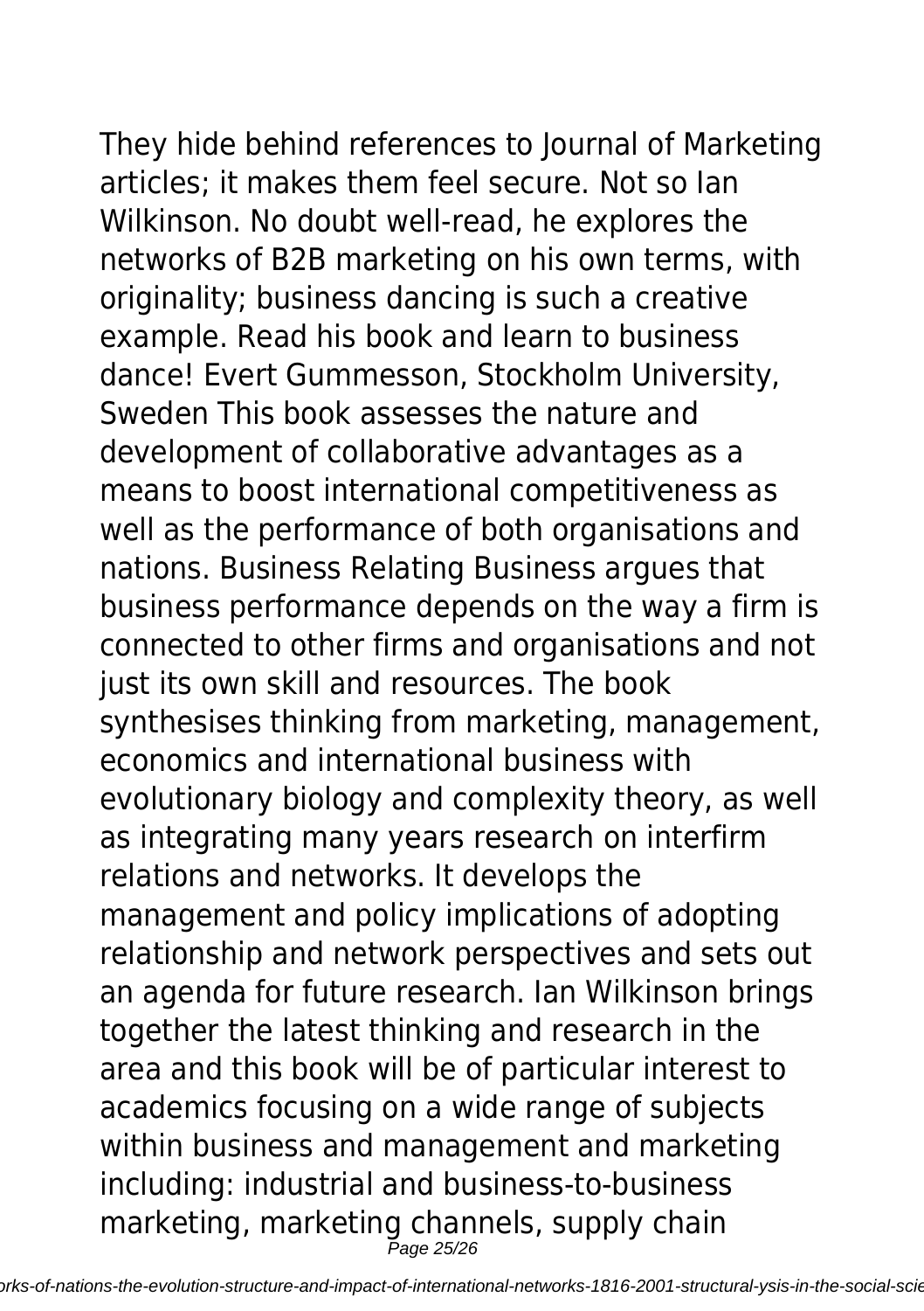They hide behind references to Journal of Marketing articles; it makes them feel secure. Not so Ian Wilkinson. No doubt well-read, he explores the networks of B2B marketing on his own terms, with originality; business dancing is such a creative example. Read his book and learn to business dance! Evert Gummesson, Stockholm University, Sweden This book assesses the nature and development of collaborative advantages as a means to boost international competitiveness as well as the performance of both organisations and nations. Business Relating Business argues that business performance depends on the way a firm is connected to other firms and organisations and not just its own skill and resources. The book synthesises thinking from marketing, management, economics and international business with evolutionary biology and complexity theory, as well as integrating many years research on interfirm relations and networks. It develops the management and policy implications of adopting relationship and network perspectives and sets out an agenda for future research. Ian Wilkinson brings together the latest thinking and research in the area and this book will be of particular interest to academics focusing on a wide range of subjects within business and management and marketing including: industrial and business-to-business marketing, marketing channels, supply chain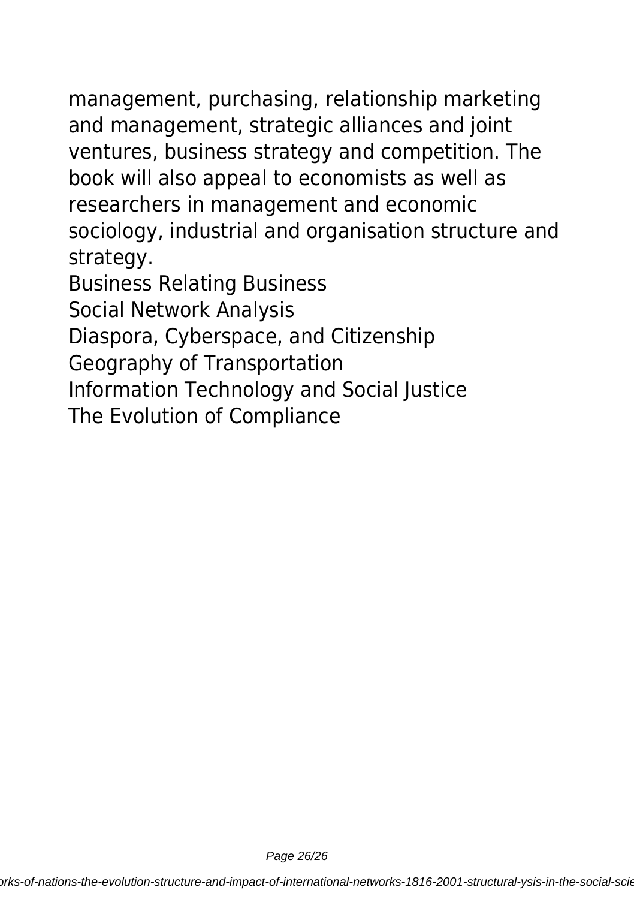management, purchasing, relationship marketing and management, strategic alliances and joint ventures, business strategy and competition. The book will also appeal to economists as well as researchers in management and economic sociology, industrial and organisation structure and strategy.

Business Relating Business

Social Network Analysis

Diaspora, Cyberspace, and Citizenship

Geography of Transportation

Information Technology and Social Justice

The Evolution of Compliance